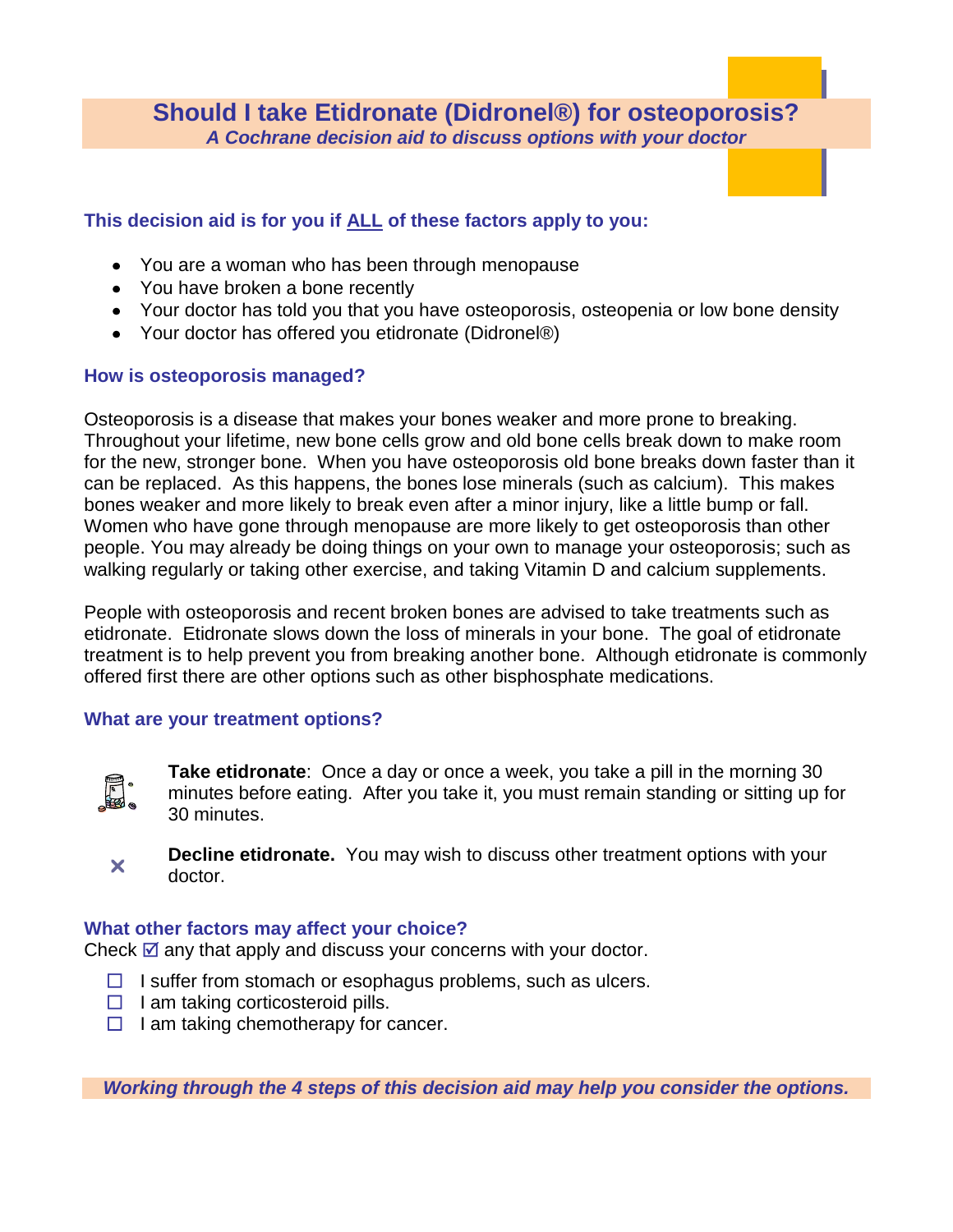# Should I take Etidronate (Didronel®) for osteoporosis?

*A Cochrane decision aid to discuss options with your doctor*

### This decision aid is for you if ALL of these factors apply to you:

- You are a woman who has been through menopause
- You have broken a bone recently
- Your doctor has told you that you have osteoporosis, osteopenia or low bone density
- Your doctor has offered you etidronate (Didronel®)

### How is osteoporosis managed?

Osteoporosis is a disease that makes your bones weaker and more prone to breaking. Throughout your lifetime, new bone cells grow and old bone cells break down to make room for the new, stronger bone. When you have osteoporosis old bone breaks down faster than it can be replaced. As this happens, the bones lose minerals (such as calcium). This makes bones weaker and more likely to break even after a minor injury, like a little bump or fall. Women who have gone through menopause are more likely to get osteoporosis than other people. You may already be doing things on your own to manage your osteoporosis; such as walking regularly or taking other exercise, and taking Vitamin D and calcium supplements.

People with osteoporosis and recent broken bones are advised to take treatments such as etidronate. Etidronate slows down the loss of minerals in your bone. The goal of etidronate treatment is to help prevent you from breaking another bone. Although etidronate is commonly offered first there are other options such as other bisphosphate medications.

### What are your treatment options?

**Take etidronate**: Once a day or once a week, you take a pill in the morning 30 minutes before eating. After you take it, you must remain standing or sitting up for 30 minutes.

✕ **Decline etidronate.** You may wish to discuss other treatment options with your doctor.

### What other factors may affect your choice?

Check ☑ any that apply and discuss your concerns with your doctor.

- ☐ I suffer from stomach or esophagus problems, such as ulcers.
- ☐ I am taking corticosteroid pills.
- ☐ I am taking chemotherapy for cancer.

***Working through the 4 steps of this decision aid may help you consider the options.***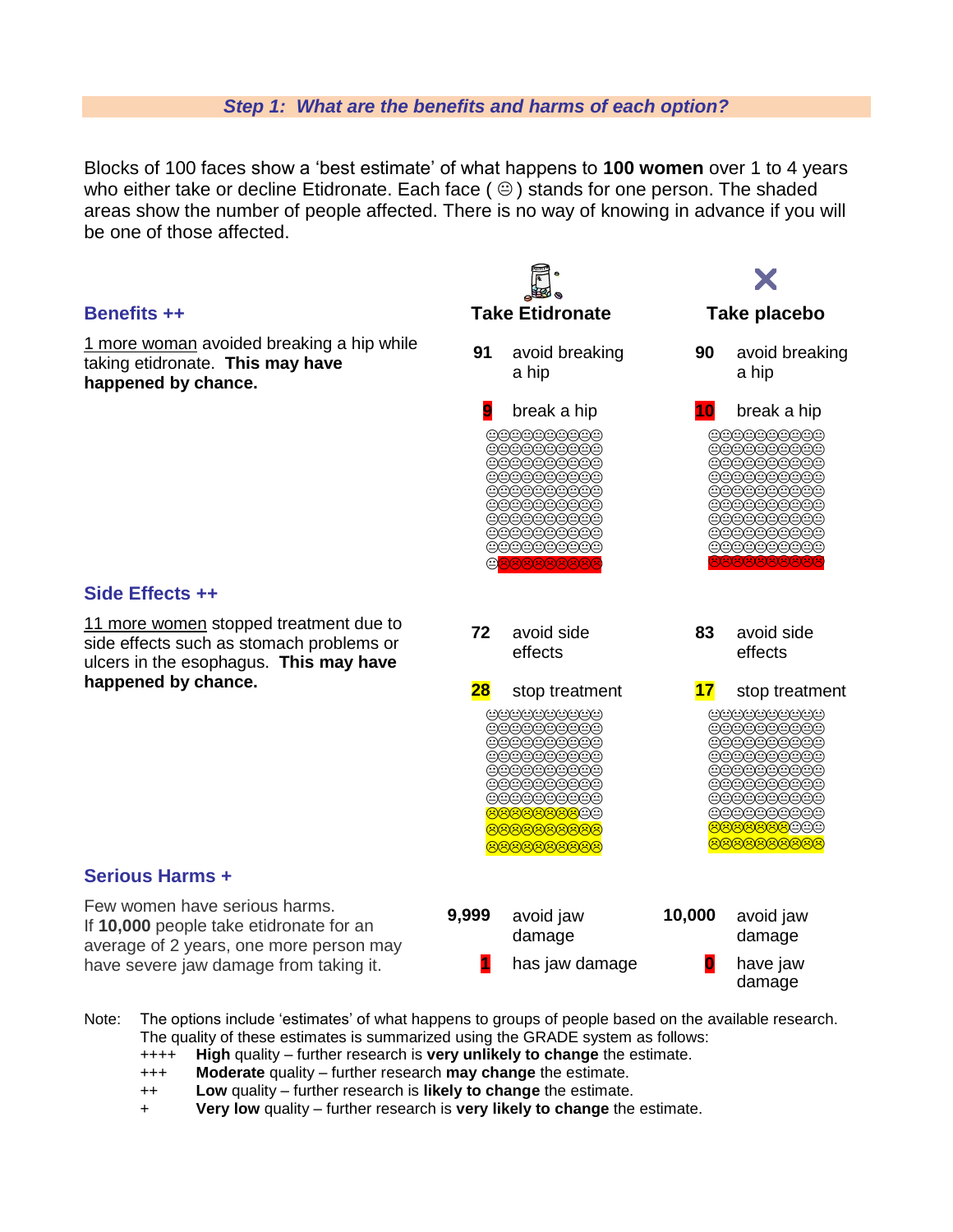## *Step 1: What are the benefits and harms of each option?*

Blocks of 100 faces show a 'best estimate' of what happens to **100 women** over 1 to 4 years who either take or decline Etidronate. Each face ( ☺ ) stands for one person. The shaded areas show the number of people affected. There is no way of knowing in advance if you will be one of those affected.

| | Take Etidronate | Take placebo |
|---|---|---|
| **Benefits ++**<br>1 more woman avoided breaking a hip while taking etidronate. **This may have happened by chance.** | **91** avoid breaking a hip<br>**9** break a hip | **90** avoid breaking a hip<br>**10** break a hip |
| **Side Effects ++**<br>11 more women stopped treatment due to side effects such as stomach problems or ulcers in the esophagus. **This may have happened by chance.** | **72** avoid side effects<br>**28** stop treatment | **83** avoid side effects<br>**17** stop treatment |
| **Serious Harms +**<br>Few women have serious harms. If **10,000** people take etidronate for an average of 2 years, one more person may have severe jaw damage from taking it. | **9,999** avoid jaw damage<br>**1** has jaw damage | **10,000** avoid jaw damage<br>**0** have jaw damage |

Note: The options include 'estimates' of what happens to groups of people based on the available research. The quality of these estimates is summarized using the GRADE system as follows:

- ++++ **High** quality – further research is **very unlikely to change** the estimate.
- +++ **Moderate** quality – further research **may change** the estimate.
- ++ **Low** quality – further research is **likely to change** the estimate.
- + **Very low** quality – further research is **very likely to change** the estimate.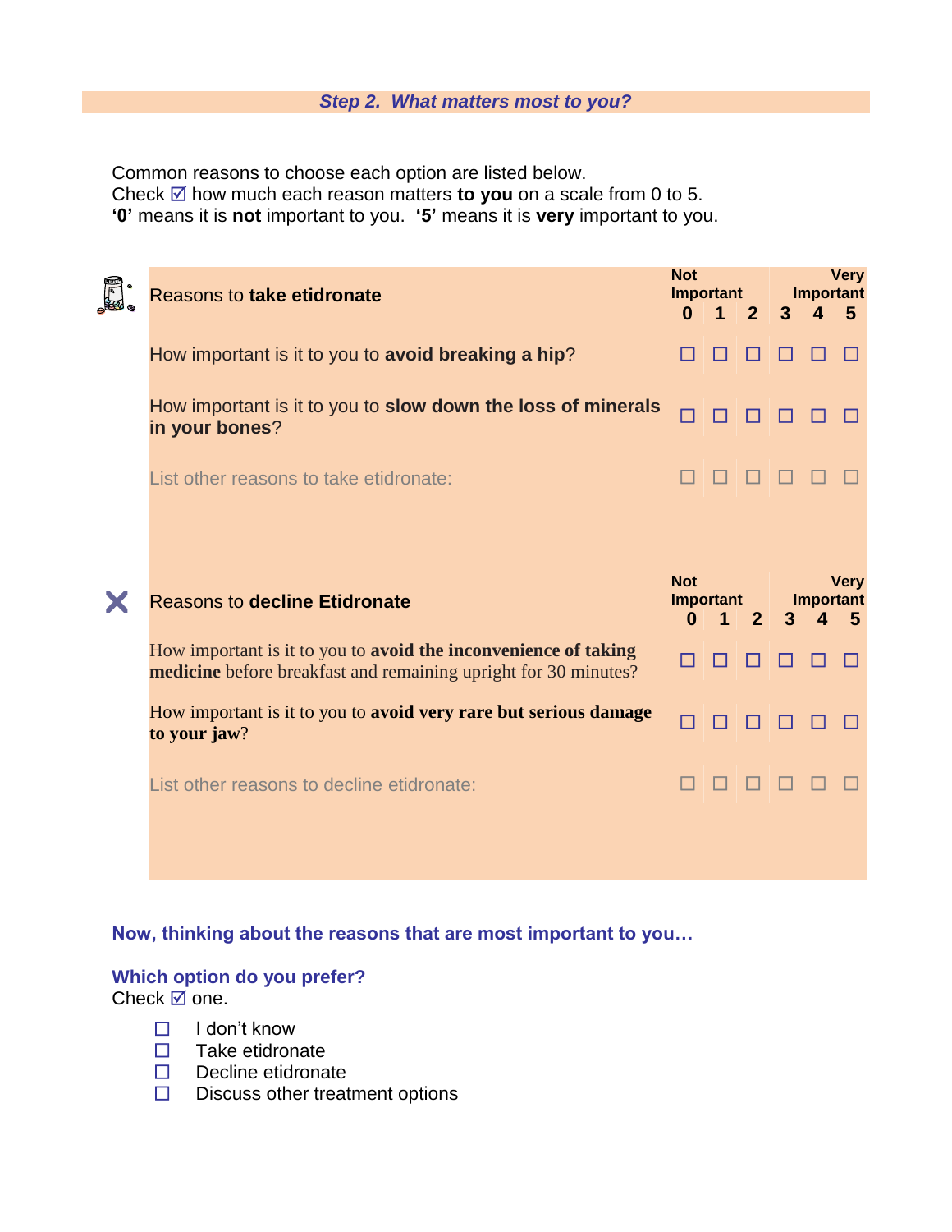## *Step 2. What matters most to you?*

Common reasons to choose each option are listed below.
Check ☑ how much each reason matters **to you** on a scale from 0 to 5.
**'0'** means it is **not** important to you. **'5'** means it is **very** important to you.

| Reasons to **take etidronate** | Not Important 0 | 1 | 2 | 3 | 4 | Very Important 5 |
|---|---|---|---|---|---|---|
| How important is it to you to **avoid breaking a hip**? | ☐ | ☐ | ☐ | ☐ | ☐ | ☐ |
| How important is it to you to **slow down the loss of minerals in your bones**? | ☐ | ☐ | ☐ | ☐ | ☐ | ☐ |
| List other reasons to take etidronate: | ☐ | ☐ | ☐ | ☐ | ☐ | ☐ |

| Reasons to **decline Etidronate** | Not Important 0 | 1 | 2 | 3 | 4 | Very Important 5 |
|---|---|---|---|---|---|---|
| How important is it to you to **avoid the inconvenience of taking medicine** before breakfast and remaining upright for 30 minutes? | ☐ | ☐ | ☐ | ☐ | ☐ | ☐ |
| How important is it to you to **avoid very rare but serious damage to your jaw**? | ☐ | ☐ | ☐ | ☐ | ☐ | ☐ |
| List other reasons to decline etidronate: | ☐ | ☐ | ☐ | ☐ | ☐ | ☐ |

**Now, thinking about the reasons that are most important to you…**

**Which option do you prefer?**
Check ☑ one.

- ☐ I don't know
- ☐ Take etidronate
- ☐ Decline etidronate
- ☐ Discuss other treatment options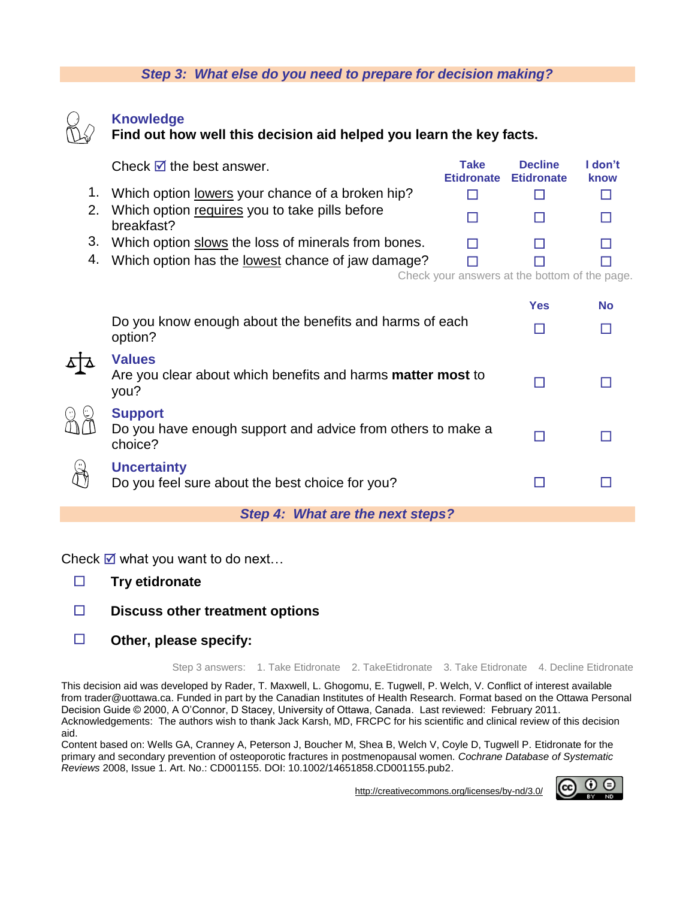## *Step 3: What else do you need to prepare for decision making?*

### Knowledge

**Find out how well this decision aid helped you learn the key facts.**

| Check ☑ the best answer. | Take Etidronate | Decline Etidronate | I don't know |
|---|---|---|---|
| 1. Which option lowers your chance of a broken hip? | ☐ | ☐ | ☐ |
| 2. Which option requires you to take pills before breakfast? | ☐ | ☐ | ☐ |
| 3. Which option slows the loss of minerals from bones. | ☐ | ☐ | ☐ |
| 4. Which option has the lowest chance of jaw damage? | ☐ | ☐ | ☐ |

Check your answers at the bottom of the page.

| | Yes | No |
|---|---|---|
| Do you know enough about the benefits and harms of each option? | ☐ | ☐ |
| **Values**<br>Are you clear about which benefits and harms **matter most** to you? | ☐ | ☐ |
| **Support**<br>Do you have enough support and advice from others to make a choice? | ☐ | ☐ |
| **Uncertainty**<br>Do you feel sure about the best choice for you? | ☐ | ☐ |

## *Step 4: What are the next steps?*

Check ☑ what you want to do next…

- ☐ **Try etidronate**
- ☐ **Discuss other treatment options**
- ☐ **Other, please specify:**

Step 3 answers: 1. Take Etidronate 2. TakeEtidronate 3. Take Etidronate 4. Decline Etidronate

This decision aid was developed by Rader, T. Maxwell, L. Ghogomu, E. Tugwell, P. Welch, V. Conflict of interest available from trader@uottawa.ca. Funded in part by the Canadian Institutes of Health Research. Format based on the Ottawa Personal Decision Guide © 2000, A O'Connor, D Stacey, University of Ottawa, Canada. Last reviewed: February 2011. Acknowledgements: The authors wish to thank Jack Karsh, MD, FRCPC for his scientific and clinical review of this decision aid.

Content based on: Wells GA, Cranney A, Peterson J, Boucher M, Shea B, Welch V, Coyle D, Tugwell P. Etidronate for the primary and secondary prevention of osteoporotic fractures in postmenopausal women. *Cochrane Database of Systematic Reviews* 2008, Issue 1. Art. No.: CD001155. DOI: 10.1002/14651858.CD001155.pub2.

http://creativecommons.org/licenses/by-nd/3.0/